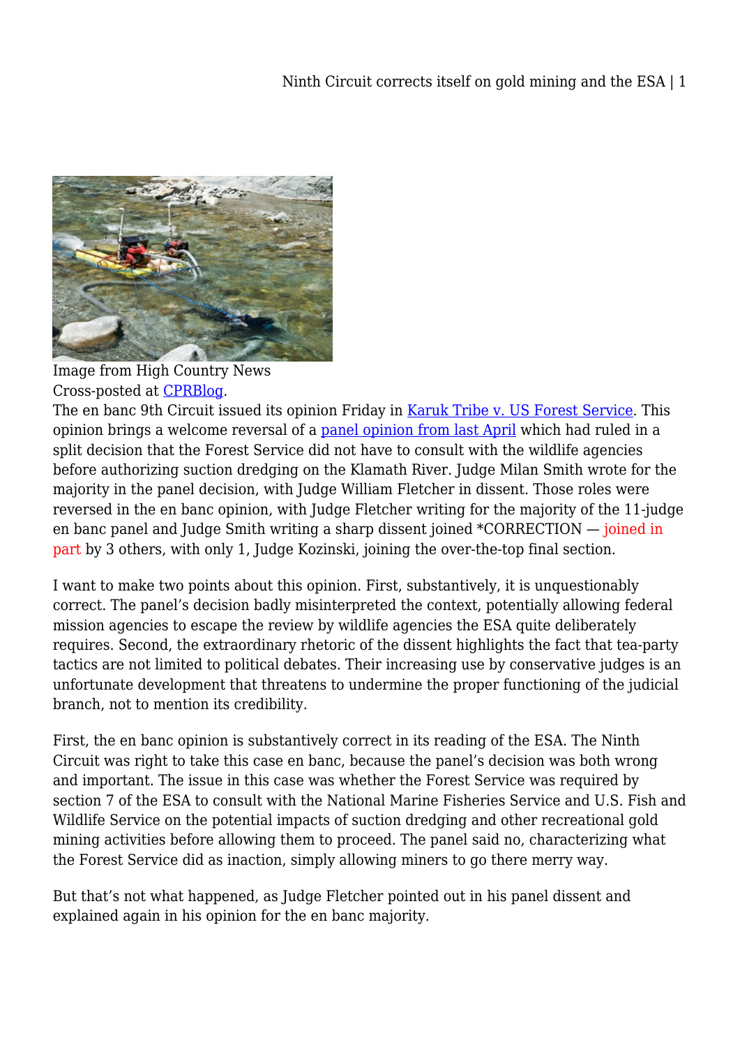Image from High Country News
Cross-posted at CPRBlog.

The en banc 9th Circuit issued its opinion Friday in Karuk Tribe v. US Forest Service. This opinion brings a welcome reversal of a panel opinion from last April which had ruled in a split decision that the Forest Service did not have to consult with the wildlife agencies before authorizing suction dredging on the Klamath River. Judge Milan Smith wrote for the majority in the panel decision, with Judge William Fletcher in dissent. Those roles were reversed in the en banc opinion, with Judge Fletcher writing for the majority of the 11-judge en banc panel and Judge Smith writing a sharp dissent joined *CORRECTION — joined in part by 3 others, with only 1, Judge Kozinski, joining the over-the-top final section.

I want to make two points about this opinion. First, substantively, it is unquestionably correct. The panel's decision badly misinterpreted the context, potentially allowing federal mission agencies to escape the review by wildlife agencies the ESA quite deliberately requires. Second, the extraordinary rhetoric of the dissent highlights the fact that tea-party tactics are not limited to political debates. Their increasing use by conservative judges is an unfortunate development that threatens to undermine the proper functioning of the judicial branch, not to mention its credibility.

First, the en banc opinion is substantively correct in its reading of the ESA. The Ninth Circuit was right to take this case en banc, because the panel's decision was both wrong and important. The issue in this case was whether the Forest Service was required by section 7 of the ESA to consult with the National Marine Fisheries Service and U.S. Fish and Wildlife Service on the potential impacts of suction dredging and other recreational gold mining activities before allowing them to proceed. The panel said no, characterizing what the Forest Service did as inaction, simply allowing miners to go there merry way.

But that's not what happened, as Judge Fletcher pointed out in his panel dissent and explained again in his opinion for the en banc majority.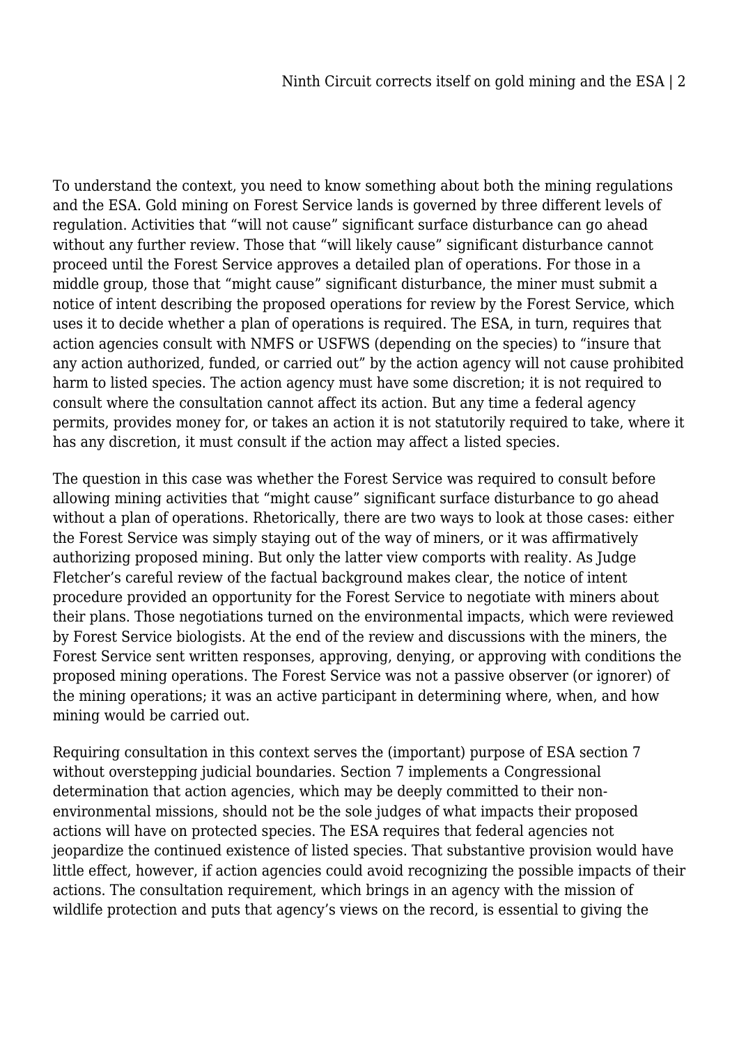To understand the context, you need to know something about both the mining regulations and the ESA. Gold mining on Forest Service lands is governed by three different levels of regulation. Activities that "will not cause" significant surface disturbance can go ahead without any further review. Those that "will likely cause" significant disturbance cannot proceed until the Forest Service approves a detailed plan of operations. For those in a middle group, those that "might cause" significant disturbance, the miner must submit a notice of intent describing the proposed operations for review by the Forest Service, which uses it to decide whether a plan of operations is required. The ESA, in turn, requires that action agencies consult with NMFS or USFWS (depending on the species) to "insure that any action authorized, funded, or carried out" by the action agency will not cause prohibited harm to listed species. The action agency must have some discretion; it is not required to consult where the consultation cannot affect its action. But any time a federal agency permits, provides money for, or takes an action it is not statutorily required to take, where it has any discretion, it must consult if the action may affect a listed species.

The question in this case was whether the Forest Service was required to consult before allowing mining activities that "might cause" significant surface disturbance to go ahead without a plan of operations. Rhetorically, there are two ways to look at those cases: either the Forest Service was simply staying out of the way of miners, or it was affirmatively authorizing proposed mining. But only the latter view comports with reality. As Judge Fletcher's careful review of the factual background makes clear, the notice of intent procedure provided an opportunity for the Forest Service to negotiate with miners about their plans. Those negotiations turned on the environmental impacts, which were reviewed by Forest Service biologists. At the end of the review and discussions with the miners, the Forest Service sent written responses, approving, denying, or approving with conditions the proposed mining operations. The Forest Service was not a passive observer (or ignorer) of the mining operations; it was an active participant in determining where, when, and how mining would be carried out.

Requiring consultation in this context serves the (important) purpose of ESA section 7 without overstepping judicial boundaries. Section 7 implements a Congressional determination that action agencies, which may be deeply committed to their non-environmental missions, should not be the sole judges of what impacts their proposed actions will have on protected species. The ESA requires that federal agencies not jeopardize the continued existence of listed species. That substantive provision would have little effect, however, if action agencies could avoid recognizing the possible impacts of their actions. The consultation requirement, which brings in an agency with the mission of wildlife protection and puts that agency's views on the record, is essential to giving the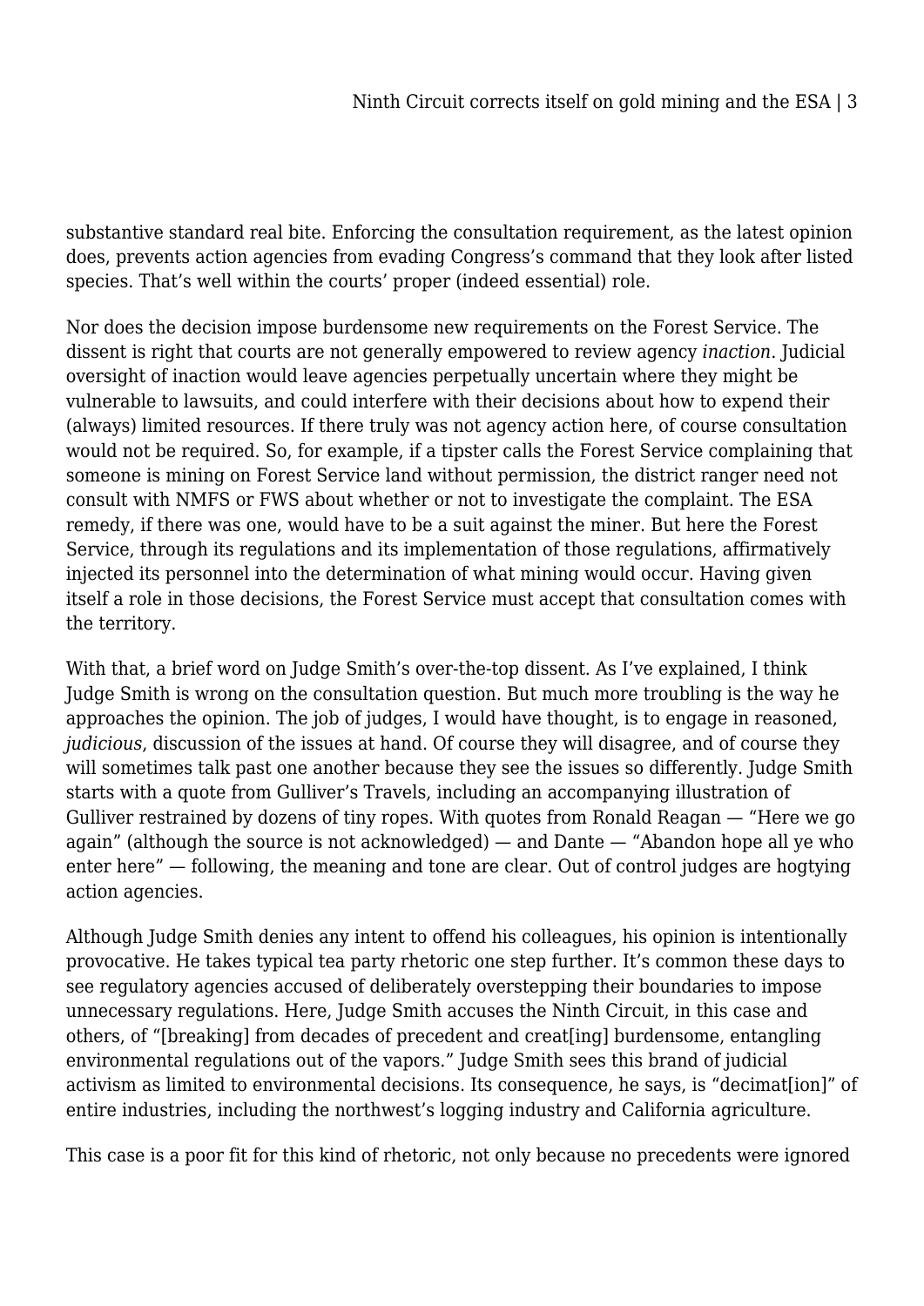substantive standard real bite. Enforcing the consultation requirement, as the latest opinion does, prevents action agencies from evading Congress's command that they look after listed species. That's well within the courts' proper (indeed essential) role.

Nor does the decision impose burdensome new requirements on the Forest Service. The dissent is right that courts are not generally empowered to review agency *inaction*. Judicial oversight of inaction would leave agencies perpetually uncertain where they might be vulnerable to lawsuits, and could interfere with their decisions about how to expend their (always) limited resources. If there truly was not agency action here, of course consultation would not be required. So, for example, if a tipster calls the Forest Service complaining that someone is mining on Forest Service land without permission, the district ranger need not consult with NMFS or FWS about whether or not to investigate the complaint. The ESA remedy, if there was one, would have to be a suit against the miner. But here the Forest Service, through its regulations and its implementation of those regulations, affirmatively injected its personnel into the determination of what mining would occur. Having given itself a role in those decisions, the Forest Service must accept that consultation comes with the territory.

With that, a brief word on Judge Smith's over-the-top dissent. As I've explained, I think Judge Smith is wrong on the consultation question. But much more troubling is the way he approaches the opinion. The job of judges, I would have thought, is to engage in reasoned, *judicious*, discussion of the issues at hand. Of course they will disagree, and of course they will sometimes talk past one another because they see the issues so differently. Judge Smith starts with a quote from Gulliver's Travels, including an accompanying illustration of Gulliver restrained by dozens of tiny ropes. With quotes from Ronald Reagan — "Here we go again" (although the source is not acknowledged) — and Dante — "Abandon hope all ye who enter here" — following, the meaning and tone are clear. Out of control judges are hogtying action agencies.

Although Judge Smith denies any intent to offend his colleagues, his opinion is intentionally provocative. He takes typical tea party rhetoric one step further. It's common these days to see regulatory agencies accused of deliberately overstepping their boundaries to impose unnecessary regulations. Here, Judge Smith accuses the Ninth Circuit, in this case and others, of "[breaking] from decades of precedent and creat[ing] burdensome, entangling environmental regulations out of the vapors." Judge Smith sees this brand of judicial activism as limited to environmental decisions. Its consequence, he says, is "decimat[ion]" of entire industries, including the northwest's logging industry and California agriculture.

This case is a poor fit for this kind of rhetoric, not only because no precedents were ignored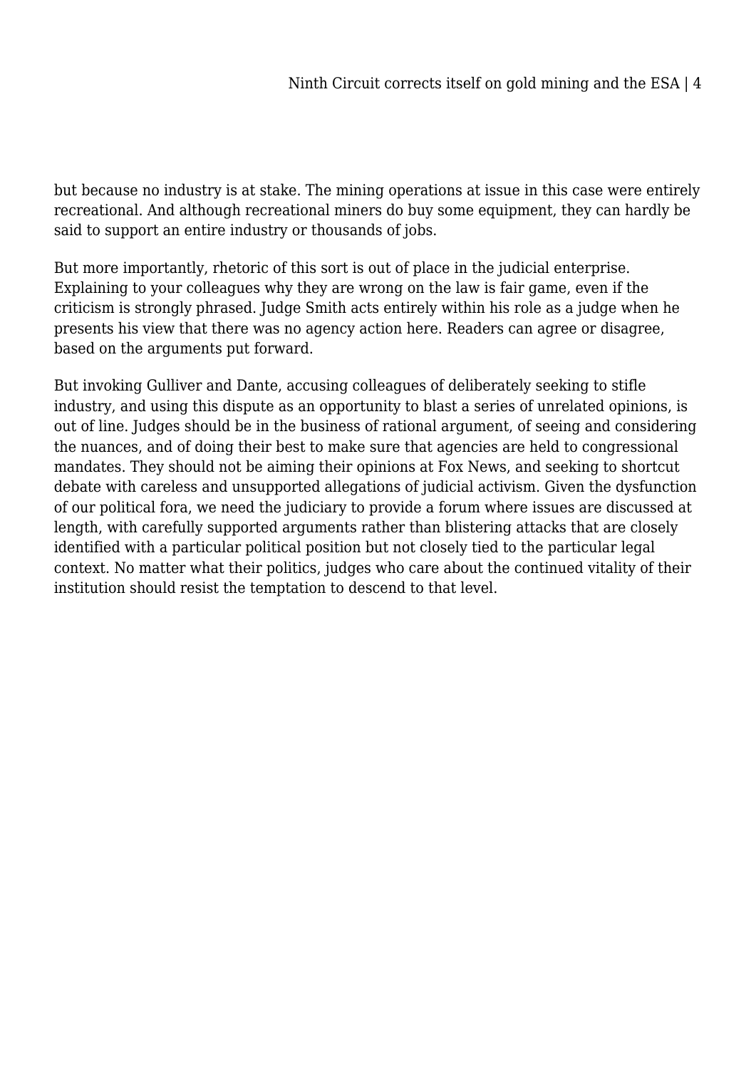but because no industry is at stake. The mining operations at issue in this case were entirely recreational. And although recreational miners do buy some equipment, they can hardly be said to support an entire industry or thousands of jobs.

But more importantly, rhetoric of this sort is out of place in the judicial enterprise. Explaining to your colleagues why they are wrong on the law is fair game, even if the criticism is strongly phrased. Judge Smith acts entirely within his role as a judge when he presents his view that there was no agency action here. Readers can agree or disagree, based on the arguments put forward.

But invoking Gulliver and Dante, accusing colleagues of deliberately seeking to stifle industry, and using this dispute as an opportunity to blast a series of unrelated opinions, is out of line. Judges should be in the business of rational argument, of seeing and considering the nuances, and of doing their best to make sure that agencies are held to congressional mandates. They should not be aiming their opinions at Fox News, and seeking to shortcut debate with careless and unsupported allegations of judicial activism. Given the dysfunction of our political fora, we need the judiciary to provide a forum where issues are discussed at length, with carefully supported arguments rather than blistering attacks that are closely identified with a particular political position but not closely tied to the particular legal context. No matter what their politics, judges who care about the continued vitality of their institution should resist the temptation to descend to that level.